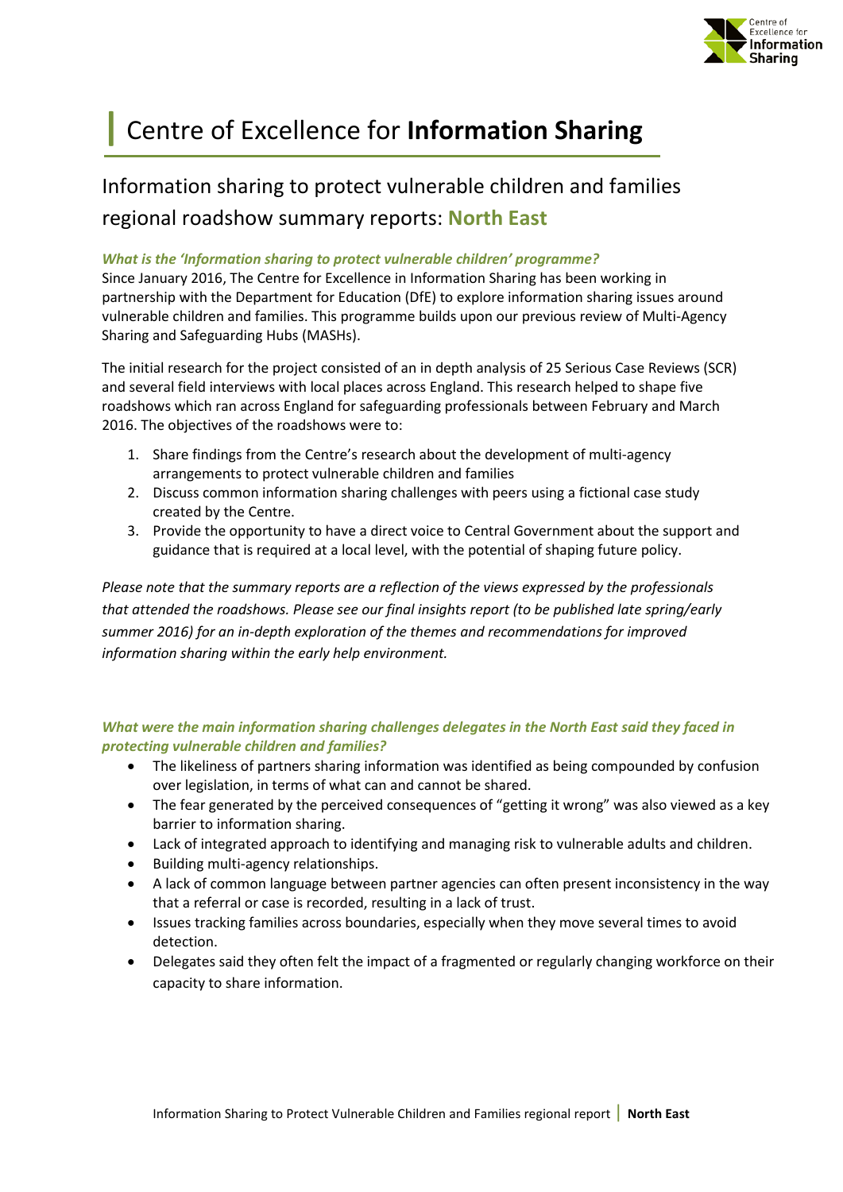# Centre of Excellence for **Information Sharing**

## Information sharing to protect vulnerable children and families regional roadshow summary reports: **North East**

***What is the 'Information sharing to protect vulnerable children' programme?***

Since January 2016, The Centre for Excellence in Information Sharing has been working in partnership with the Department for Education (DfE) to explore information sharing issues around vulnerable children and families. This programme builds upon our previous review of Multi-Agency Sharing and Safeguarding Hubs (MASHs).

The initial research for the project consisted of an in depth analysis of 25 Serious Case Reviews (SCR) and several field interviews with local places across England. This research helped to shape five roadshows which ran across England for safeguarding professionals between February and March 2016. The objectives of the roadshows were to:

1. Share findings from the Centre's research about the development of multi-agency arrangements to protect vulnerable children and families
2. Discuss common information sharing challenges with peers using a fictional case study created by the Centre.
3. Provide the opportunity to have a direct voice to Central Government about the support and guidance that is required at a local level, with the potential of shaping future policy.

*Please note that the summary reports are a reflection of the views expressed by the professionals that attended the roadshows. Please see our final insights report (to be published late spring/early summer 2016) for an in-depth exploration of the themes and recommendations for improved information sharing within the early help environment.*

***What were the main information sharing challenges delegates in the North East said they faced in protecting vulnerable children and families?***

- The likeliness of partners sharing information was identified as being compounded by confusion over legislation, in terms of what can and cannot be shared.
- The fear generated by the perceived consequences of "getting it wrong" was also viewed as a key barrier to information sharing.
- Lack of integrated approach to identifying and managing risk to vulnerable adults and children.
- Building multi-agency relationships.
- A lack of common language between partner agencies can often present inconsistency in the way that a referral or case is recorded, resulting in a lack of trust.
- Issues tracking families across boundaries, especially when they move several times to avoid detection.
- Delegates said they often felt the impact of a fragmented or regularly changing workforce on their capacity to share information.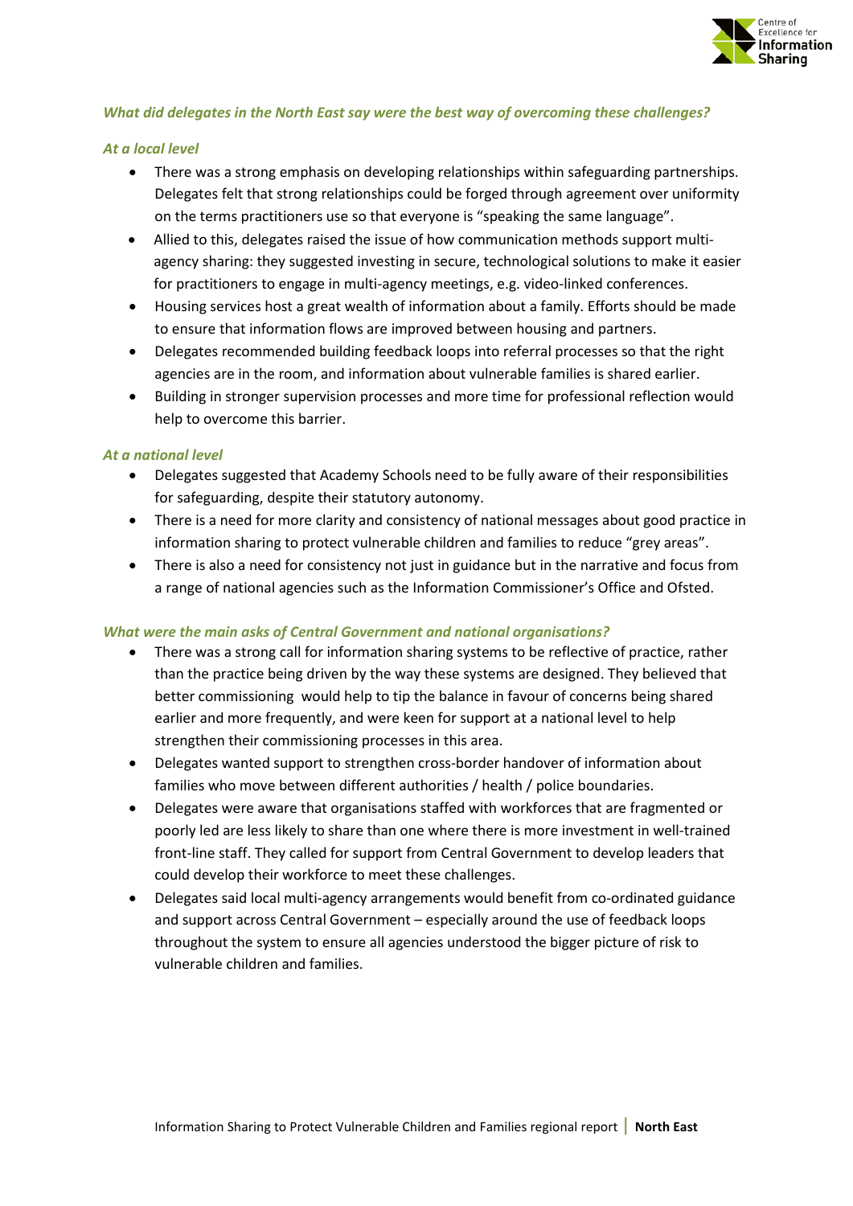### *What did delegates in the North East say were the best way of overcoming these challenges?*

#### *At a local level*

- There was a strong emphasis on developing relationships within safeguarding partnerships. Delegates felt that strong relationships could be forged through agreement over uniformity on the terms practitioners use so that everyone is "speaking the same language".
- Allied to this, delegates raised the issue of how communication methods support multi-agency sharing: they suggested investing in secure, technological solutions to make it easier for practitioners to engage in multi-agency meetings, e.g. video-linked conferences.
- Housing services host a great wealth of information about a family. Efforts should be made to ensure that information flows are improved between housing and partners.
- Delegates recommended building feedback loops into referral processes so that the right agencies are in the room, and information about vulnerable families is shared earlier.
- Building in stronger supervision processes and more time for professional reflection would help to overcome this barrier.

#### *At a national level*

- Delegates suggested that Academy Schools need to be fully aware of their responsibilities for safeguarding, despite their statutory autonomy.
- There is a need for more clarity and consistency of national messages about good practice in information sharing to protect vulnerable children and families to reduce "grey areas".
- There is also a need for consistency not just in guidance but in the narrative and focus from a range of national agencies such as the Information Commissioner's Office and Ofsted.

### *What were the main asks of Central Government and national organisations?*

- There was a strong call for information sharing systems to be reflective of practice, rather than the practice being driven by the way these systems are designed. They believed that better commissioning would help to tip the balance in favour of concerns being shared earlier and more frequently, and were keen for support at a national level to help strengthen their commissioning processes in this area.
- Delegates wanted support to strengthen cross-border handover of information about families who move between different authorities / health / police boundaries.
- Delegates were aware that organisations staffed with workforces that are fragmented or poorly led are less likely to share than one where there is more investment in well-trained front-line staff. They called for support from Central Government to develop leaders that could develop their workforce to meet these challenges.
- Delegates said local multi-agency arrangements would benefit from co-ordinated guidance and support across Central Government – especially around the use of feedback loops throughout the system to ensure all agencies understood the bigger picture of risk to vulnerable children and families.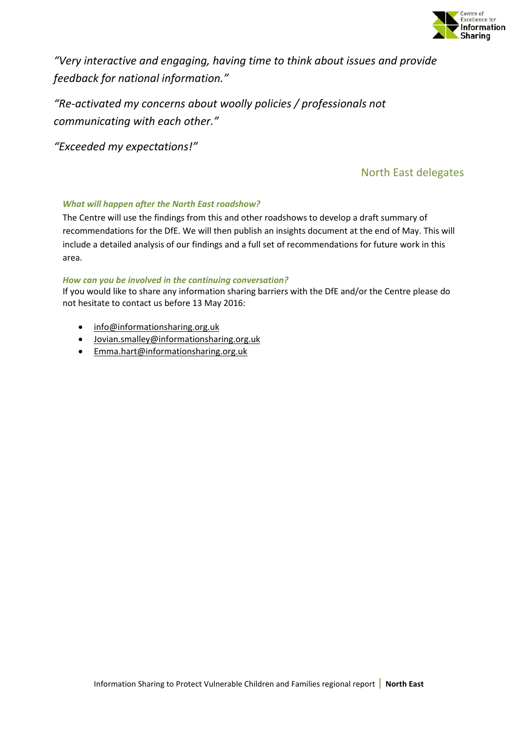*"Very interactive and engaging, having time to think about issues and provide feedback for national information."*

*"Re-activated my concerns about woolly policies / professionals not communicating with each other."*

*"Exceeded my expectations!"*

North East delegates

***What will happen after the North East roadshow?***

The Centre will use the findings from this and other roadshows to develop a draft summary of recommendations for the DfE. We will then publish an insights document at the end of May. This will include a detailed analysis of our findings and a full set of recommendations for future work in this area.

***How can you be involved in the continuing conversation?***

If you would like to share any information sharing barriers with the DfE and/or the Centre please do not hesitate to contact us before 13 May 2016:

- info@informationsharing.org.uk
- Jovian.smalley@informationsharing.org.uk
- Emma.hart@informationsharing.org.uk